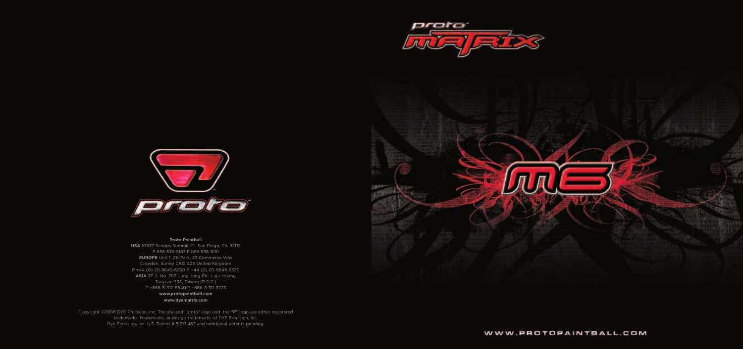# proto™ MATRIX

# M6

**Proto Paintball**

**USA** 10637 Scripps Summit Ct. San Diego, CA 92131
P 858-536-5183 F 858-536-5191

**EUROPE** Unit 1, ZK Park, 23 Commerce Way
Croydon, Surrey CR0 4ZS United Kingdom
P +44 (0) 20-8649-6330 F +44 (0) 20-8649-6339

**ASIA** 3F-2, No. 287, Jung Jeng Rd., Luju Hsiang
Taoyuan 338, Taiwan (R.O.C.)
P +886-3-312-6540 F +886-3-311-8723

**www.protopaintball.com**

**www.dyematrix.com**

Copyright ©2006 DYE Precision, Inc. The stylized "proto" logo and the "P" logo are either registered trademarks, trademarks, or design trademarks of DYE Precision, Inc.
Dye Precision, Inc. U.S. Patent # 5,613,483 and additional patents pending.

WWW.PROTOPAINTBALL.COM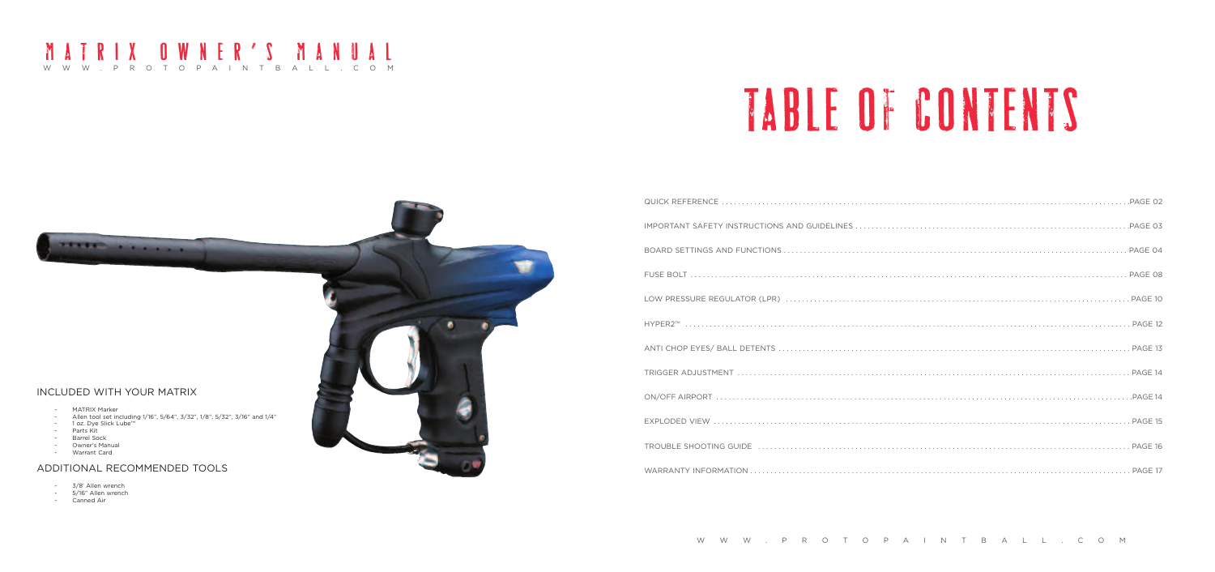# MATRIX OWNER'S MANUAL

WWW.PROTOPAINTBALL.COM

## INCLUDED WITH YOUR MATRIX

- MATRIX Marker
- Allen tool set including 1/16", 5/64", 3/32", 1/8", 5/32", 3/16" and 1/4"
- 1 oz. Dye Slick Lube™
- Parts Kit
- Barrel Sock
- Owner's Manual
- Warrant Card

## ADDITIONAL RECOMMENDED TOOLS

- 3/8' Allen wrench
- 5/16" Allen wrench
- Canned Air

# TABLE OF CONTENTS

| Section | Page |
| --- | --- |
| QUICK REFERENCE | PAGE 02 |
| IMPORTANT SAFETY INSTRUCTIONS AND GUIDELINES | PAGE 03 |
| BOARD SETTINGS AND FUNCTIONS | PAGE 04 |
| FUSE BOLT | PAGE 08 |
| LOW PRESSURE REGULATOR (LPR) | PAGE 10 |
| HYPER2™ | PAGE 12 |
| ANTI CHOP EYES/ BALL DETENTS | PAGE 13 |
| TRIGGER ADJUSTMENT | PAGE 14 |
| ON/OFF AIRPORT | PAGE 14 |
| EXPLODED VIEW | PAGE 15 |
| TROUBLE SHOOTING GUIDE | PAGE 16 |
| WARRANTY INFORMATION | PAGE 17 |

WWW.PROTOPAINTBALL.COM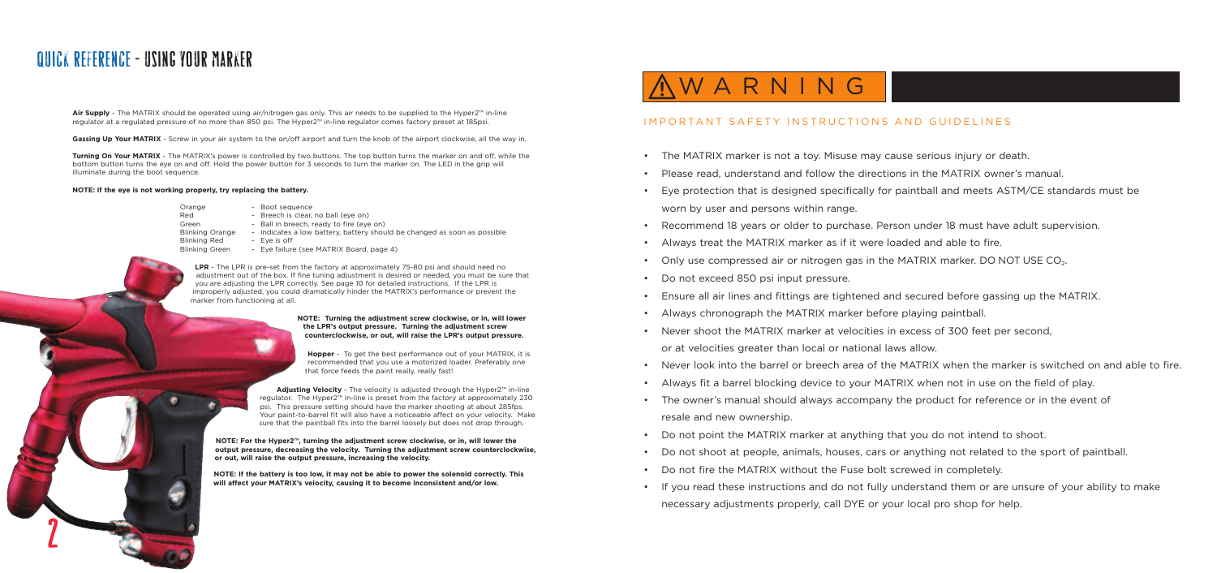# QUICK REFERENCE - USING YOUR MARKER

**Air Supply** - The MATRIX should be operated using air/nitrogen gas only. This air needs to be supplied to the Hyper2™ in-line regulator at a regulated pressure of no more than 850 psi. The Hyper2™ in-line regulator comes factory preset at 185psi.

**Gassing Up Your MATRIX** - Screw in your air system to the on/off airport and turn the knob of the airport clockwise, all the way in.

**Turning On Your MATRIX** - The MATRIX's power is controlled by two buttons. The top button turns the marker on and off, while the bottom button turns the eye on and off. Hold the power button for 3 seconds to turn the marker on. The LED in the grip will illuminate during the boot sequence.

**NOTE: If the eye is not working properly, try replacing the battery.**

| | |
|---|---|
| Orange | - Boot sequence |
| Red | - Breech is clear, no ball (eye on) |
| Green | - Ball in breech, ready to fire (eye on) |
| Blinking Orange | - Indicates a low battery, battery should be changed as soon as possible |
| Blinking Red | - Eye is off |
| Blinking Green | - Eye failure (see MATRIX Board, page 4) |

**LPR** - The LPR is pre-set from the factory at approximately 75-80 psi and should need no adjustment out of the box. If fine tuning adjustment is desired or needed, you must be sure that you are adjusting the LPR correctly. See page 10 for detailed instructions. If the LPR is improperly adjusted, you could dramatically hinder the MATRIX's performance or prevent the marker from functioning at all.

**NOTE: Turning the adjustment screw clockwise, or in, will lower the LPR's output pressure. Turning the adjustment screw counterclockwise, or out, will raise the LPR's output pressure.**

**Hopper** - To get the best performance out of your MATRIX, it is recommended that you use a motorized loader. Preferably one that force feeds the paint really, really fast!

**Adjusting Velocity** - The velocity is adjusted through the Hyper2™ in-line regulator. The Hyper2™ in-line is preset from the factory at approximately 230 psi. This pressure setting should have the marker shooting at about 285fps. Your paint-to-barrel fit will also have a noticeable affect on your velocity. Make sure that the paintball fits into the barrel loosely but does not drop through.

**NOTE: For the Hyper2™, turning the adjustment screw clockwise, or in, will lower the output pressure, decreasing the velocity. Turning the adjustment screw counterclockwise, or out, will raise the output pressure, increasing the velocity.**

**NOTE: If the battery is too low, it may not be able to power the solenoid correctly. This will affect your MATRIX's velocity, causing it to become inconsistent and/or low.**

# ⚠ WARNING

## IMPORTANT SAFETY INSTRUCTIONS AND GUIDELINES

- The MATRIX marker is not a toy. Misuse may cause serious injury or death.
- Please read, understand and follow the directions in the MATRIX owner's manual.
- Eye protection that is designed specifically for paintball and meets ASTM/CE standards must be worn by user and persons within range.
- Recommend 18 years or older to purchase. Person under 18 must have adult supervision.
- Always treat the MATRIX marker as if it were loaded and able to fire.
- Only use compressed air or nitrogen gas in the MATRIX marker. DO NOT USE $CO_2$.
- Do not exceed 850 psi input pressure.
- Ensure all air lines and fittings are tightened and secured before gassing up the MATRIX.
- Always chronograph the MATRIX marker before playing paintball.
- Never shoot the MATRIX marker at velocities in excess of 300 feet per second, or at velocities greater than local or national laws allow.
- Never look into the barrel or breech area of the MATRIX when the marker is switched on and able to fire.
- Always fit a barrel blocking device to your MATRIX when not in use on the field of play.
- The owner's manual should always accompany the product for reference or in the event of resale and new ownership.
- Do not point the MATRIX marker at anything that you do not intend to shoot.
- Do not shoot at people, animals, houses, cars or anything not related to the sport of paintball.
- Do not fire the MATRIX without the Fuse bolt screwed in completely.
- If you read these instructions and do not fully understand them or are unsure of your ability to make necessary adjustments properly, call DYE or your local pro shop for help.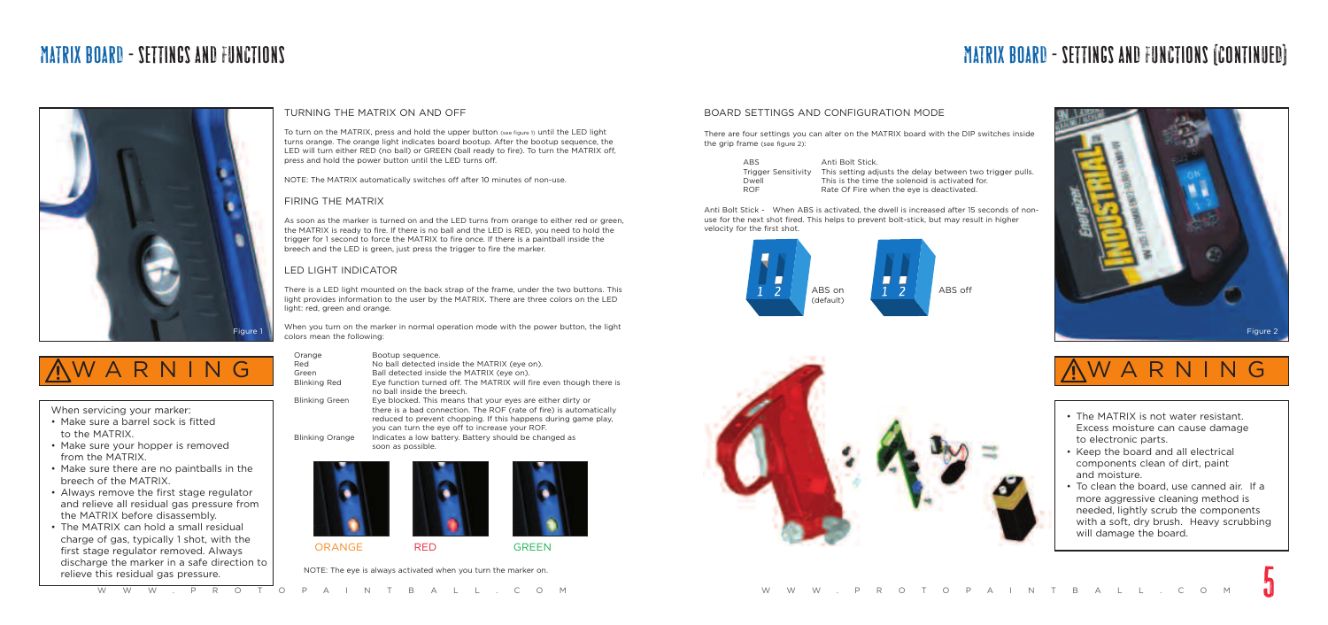# MATRIX BOARD - SETTINGS AND FUNCTIONS

Figure 1

## TURNING THE MATRIX ON AND OFF

To turn on the MATRIX, press and hold the upper button (see figure 1) until the LED light turns orange. The orange light indicates board bootup. After the bootup sequence, the LED will turn either RED (no ball) or GREEN (ball ready to fire). To turn the MATRIX off, press and hold the power button until the LED turns off.

NOTE: The MATRIX automatically switches off after 10 minutes of non-use.

## FIRING THE MATRIX

As soon as the marker is turned on and the LED turns from orange to either red or green, the MATRIX is ready to fire. If there is no ball and the LED is RED, you need to hold the trigger for 1 second to force the MATRIX to fire once. If there is a paintball inside the breech and the LED is green, just press the trigger to fire the marker.

## LED LIGHT INDICATOR

There is a LED light mounted on the back strap of the frame, under the two buttons. This light provides information to the user by the MATRIX. There are three colors on the LED light: red, green and orange.

When you turn on the marker in normal operation mode with the power button, the light colors mean the following:

| | |
|---|---|
| Orange | Bootup sequence. |
| Red | No ball detected inside the MATRIX (eye on). |
| Green | Ball detected inside the MATRIX (eye on). |
| Blinking Red | Eye function turned off. The MATRIX will fire even though there is no ball inside the breech. |
| Blinking Green | Eye blocked. This means that your eyes are either dirty or there is a bad connection. The ROF (rate of fire) is automatically reduced to prevent chopping. If this happens during game play, you can turn the eye off to increase your ROF. |
| Blinking Orange | Indicates a low battery. Battery should be changed as soon as possible. |

ORANGE RED GREEN

NOTE: The eye is always activated when you turn the marker on.

## ⚠WARNING

When servicing your marker:

- Make sure a barrel sock is fitted to the MATRIX.
- Make sure your hopper is removed from the MATRIX.
- Make sure there are no paintballs in the breech of the MATRIX.
- Always remove the first stage regulator and relieve all residual gas pressure from the MATRIX before disassembly.
- The MATRIX can hold a small residual charge of gas, typically 1 shot, with the first stage regulator removed. Always discharge the marker in a safe direction to relieve this residual gas pressure.

# MATRIX BOARD - SETTINGS AND FUNCTIONS (CONTINUED)

## BOARD SETTINGS AND CONFIGURATION MODE

There are four settings you can alter on the MATRIX board with the DIP switches inside the grip frame (see figure 2):

| | |
|---|---|
| ABS | Anti Bolt Stick. |
| Trigger Sensitivity | This setting adjusts the delay between two trigger pulls. |
| Dwell | This is the time the solenoid is activated for. |
| ROF | Rate Of Fire when the eye is deactivated. |

Anti Bolt Stick - When ABS is activated, the dwell is increased after 15 seconds of non-use for the next shot fired. This helps to prevent bolt-stick, but may result in higher velocity for the first shot.

1 2 ABS on (default)

1 2 ABS off

Figure 2

## ⚠WARNING

- The MATRIX is not water resistant. Excess moisture can cause damage to electronic parts.
- Keep the board and all electrical components clean of dirt, paint and moisture.
- To clean the board, use canned air. If a more aggressive cleaning method is needed, lightly scrub the components with a soft, dry brush. Heavy scrubbing will damage the board.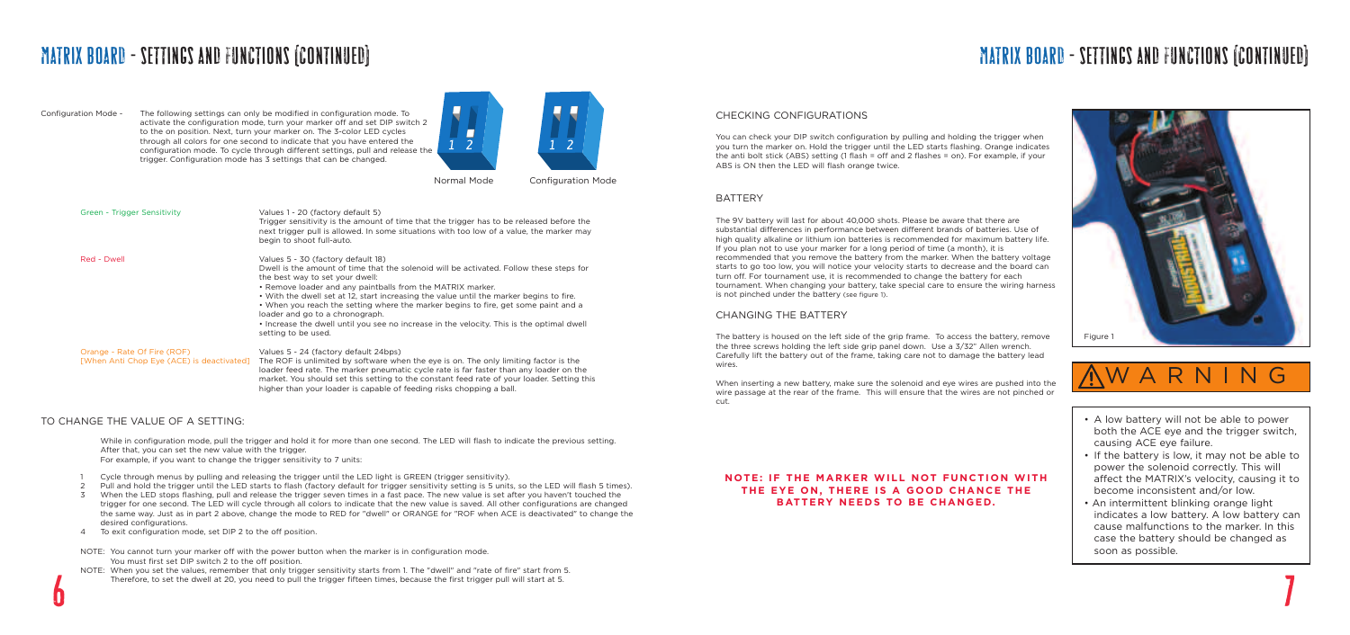# MATRIX BOARD - SETTINGS AND FUNCTIONS (CONTINUED)

Configuration Mode - The following settings can only be modified in configuration mode. To activate the configuration mode, turn your marker off and set DIP switch 2 to the on position. Next, turn your marker on. The 3-color LED cycles through all colors for one second to indicate that you have entered the configuration mode. To cycle through different settings, pull and release the trigger. Configuration mode has 3 settings that can be changed.

Normal Mode    Configuration Mode

| Setting | Description |
|---|---|
| Green - Trigger Sensitivity | Values 1 - 20 (factory default 5)<br>Trigger sensitivity is the amount of time that the trigger has to be released before the next trigger pull is allowed. In some situations with too low of a value, the marker may begin to shoot full-auto. |
| Red - Dwell | Values 5 - 30 (factory default 18)<br>Dwell is the amount of time that the solenoid will be activated. Follow these steps for the best way to set your dwell:<br>• Remove loader and any paintballs from the MATRIX marker.<br>• With the dwell set at 12, start increasing the value until the marker begins to fire.<br>• When you reach the setting where the marker begins to fire, get some paint and a loader and go to a chronograph.<br>• Increase the dwell until you see no increase in the velocity. This is the optimal dwell setting to be used. |
| Orange - Rate Of Fire (ROF)<br>[When Anti Chop Eye (ACE) is deactivated] | Values 5 - 24 (factory default 24bps)<br>The ROF is unlimited by software when the eye is on. The only limiting factor is the loader feed rate. The marker pneumatic cycle rate is far faster than any loader on the market. You should set this setting to the constant feed rate of your loader. Setting this higher than your loader is capable of feeding risks chopping a ball. |

## TO CHANGE THE VALUE OF A SETTING:

While in configuration mode, pull the trigger and hold it for more than one second. The LED will flash to indicate the previous setting. After that, you can set the new value with the trigger.
For example, if you want to change the trigger sensitivity to 7 units:

1. Cycle through menus by pulling and releasing the trigger until the LED light is GREEN (trigger sensitivity).
2. Pull and hold the trigger until the LED starts to flash (factory default for trigger sensitivity setting is 5 units, so the LED will flash 5 times).
3. When the LED stops flashing, pull and release the trigger seven times in a fast pace. The new value is set after you haven't touched the trigger for one second. The LED will cycle through all colors to indicate that the new value is saved. All other configurations are changed the same way. Just as in part 2 above, change the mode to RED for "dwell" or ORANGE for "ROF when ACE is deactivated" to change the desired configurations.
4. To exit configuration mode, set DIP 2 to the off position.

NOTE: You cannot turn your marker off with the power button when the marker is in configuration mode. You must first set DIP switch 2 to the off position.

NOTE: When you set the values, remember that only trigger sensitivity starts from 1. The "dwell" and "rate of fire" start from 5. Therefore, to set the dwell at 20, you need to pull the trigger fifteen times, because the first trigger pull will start at 5.

# MATRIX BOARD - SETTINGS AND FUNCTIONS (CONTINUED)

## CHECKING CONFIGURATIONS

You can check your DIP switch configuration by pulling and holding the trigger when you turn the marker on. Hold the trigger until the LED starts flashing. Orange indicates the anti bolt stick (ABS) setting (1 flash = off and 2 flashes = on). For example, if your ABS is ON then the LED will flash orange twice.

## BATTERY

The 9V battery will last for about 40,000 shots. Please be aware that there are substantial differences in performance between different brands of batteries. Use of high quality alkaline or lithium ion batteries is recommended for maximum battery life. If you plan not to use your marker for a long period of time (a month), it is recommended that you remove the battery from the marker. When the battery voltage starts to go too low, you will notice your velocity starts to decrease and the board can turn off. For tournament use, it is recommended to change the battery for each tournament. When changing your battery, take special care to ensure the wiring harness is not pinched under the battery (see figure 1).

## CHANGING THE BATTERY

The battery is housed on the left side of the grip frame. To access the battery, remove the three screws holding the left side grip panel down. Use a 3/32" Allen wrench. Carefully lift the battery out of the frame, taking care not to damage the battery lead wires.

When inserting a new battery, make sure the solenoid and eye wires are pushed into the wire passage at the rear of the frame. This will ensure that the wires are not pinched or cut.

**NOTE: IF THE MARKER WILL NOT FUNCTION WITH THE EYE ON, THERE IS A GOOD CHANCE THE BATTERY NEEDS TO BE CHANGED.**

Figure 1

## WARNING

- A low battery will not be able to power both the ACE eye and the trigger switch, causing ACE eye failure.
- If the battery is low, it may not be able to power the solenoid correctly. This will affect the MATRIX's velocity, causing it to become inconsistent and/or low.
- An intermittent blinking orange light indicates a low battery. A low battery can cause malfunctions to the marker. In this case the battery should be changed as soon as possible.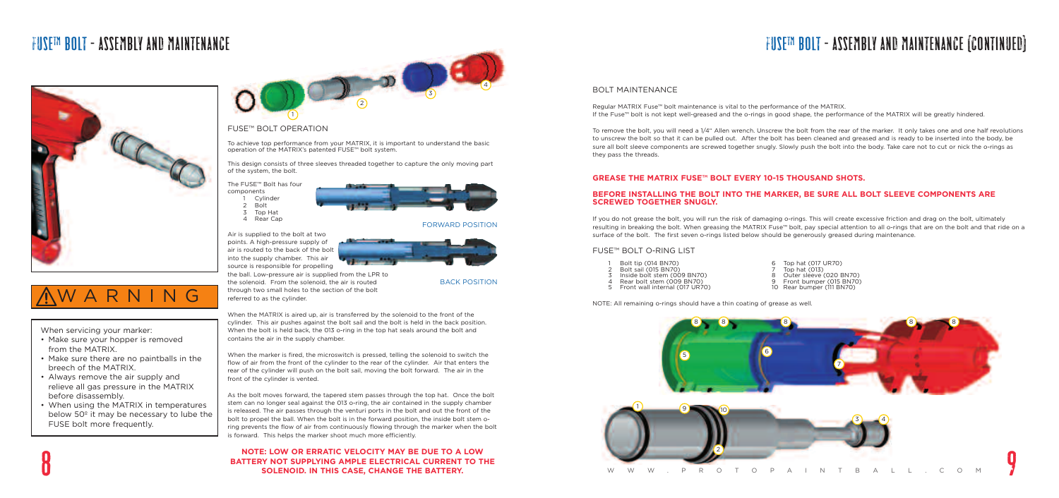# FUSE™ BOLT - ASSEMBLY AND MAINTENANCE

## ⚠ WARNING

When servicing your marker:

- Make sure your hopper is removed from the MATRIX.
- Make sure there are no paintballs in the breech of the MATRIX.
- Always remove the air supply and relieve all gas pressure in the MATRIX before disassembly.
- When using the MATRIX in temperatures below 50º it may be necessary to lube the FUSE bolt more frequently.

## FUSE™ BOLT OPERATION

To achieve top performance from your MATRIX, it is important to understand the basic operation of the MATRIX's patented FUSE™ bolt system.

This design consists of three sleeves threaded together to capture the only moving part of the system, the bolt.

The FUSE™ Bolt has four components

1. Cylinder
2. Bolt
3. Top Hat
4. Rear Cap

FORWARD POSITION

BACK POSITION

Air is supplied to the bolt at two points. A high-pressure supply of air is routed to the back of the bolt into the supply chamber. This air source is responsible for propelling the ball. Low-pressure air is supplied from the LPR to the solenoid. From the solenoid, the air is routed through two small holes to the section of the bolt referred to as the cylinder.

When the MATRIX is aired up, air is transferred by the solenoid to the front of the cylinder. This air pushes against the bolt sail and the bolt is held in the back position. When the bolt is held back, the 013 o-ring in the top hat seals around the bolt and contains the air in the supply chamber.

When the marker is fired, the microswitch is pressed, telling the solenoid to switch the flow of air from the front of the cylinder to the rear of the cylinder. Air that enters the rear of the cylinder will push on the bolt sail, moving the bolt forward. The air in the front of the cylinder is vented.

As the bolt moves forward, the tapered stem passes through the top hat. Once the bolt stem can no longer seal against the 013 o-ring, the air contained in the supply chamber is released. The air passes through the venturi ports in the bolt and out the front of the bolt to propel the ball. When the bolt is in the forward position, the inside bolt stem o-ring prevents the flow of air from continuously flowing through the marker when the bolt is forward. This helps the marker shoot much more efficiently.

**NOTE: LOW OR ERRATIC VELOCITY MAY BE DUE TO A LOW BATTERY NOT SUPPLYING AMPLE ELECTRICAL CURRENT TO THE SOLENOID. IN THIS CASE, CHANGE THE BATTERY.**

# FUSE™ BOLT - ASSEMBLY AND MAINTENANCE (CONTINUED)

## BOLT MAINTENANCE

Regular MATRIX Fuse™ bolt maintenance is vital to the performance of the MATRIX.
If the Fuse™ bolt is not kept well-greased and the o-rings in good shape, the performance of the MATRIX will be greatly hindered.

To remove the bolt, you will need a 1/4" Allen wrench. Unscrew the bolt from the rear of the marker. It only takes one and one half revolutions to unscrew the bolt so that it can be pulled out. After the bolt has been cleaned and greased and is ready to be inserted into the body, be sure all bolt sleeve components are screwed together snugly. Slowly push the bolt into the body. Take care not to cut or nick the o-rings as they pass the threads.

### GREASE THE MATRIX FUSE™ BOLT EVERY 10-15 THOUSAND SHOTS.

### BEFORE INSTALLING THE BOLT INTO THE MARKER, BE SURE ALL BOLT SLEEVE COMPONENTS ARE SCREWED TOGETHER SNUGLY.

If you do not grease the bolt, you will run the risk of damaging o-rings. This will create excessive friction and drag on the bolt, ultimately resulting in breaking the bolt. When greasing the MATRIX Fuse™ bolt, pay special attention to all o-rings that are on the bolt and that ride on a surface of the bolt. The first seven o-rings listed below should be generously greased during maintenance.

## FUSE™ BOLT O-RING LIST

1. Bolt tip (014 BN70)
2. Bolt sail (015 BN70)
3. Inside bolt stem (009 BN70)
4. Rear bolt stem (009 BN70)
5. Front wall internal (017 UR70)
6. Top hat (017 UR70)
7. Top hat (013)
8. Outer sleeve (020 BN70)
9. Front bumper (015 BN70)
10. Rear bumper (111 BN70)

NOTE: All remaining o-rings should have a thin coating of grease as well.

WWW.PROTOPAINTBALL.COM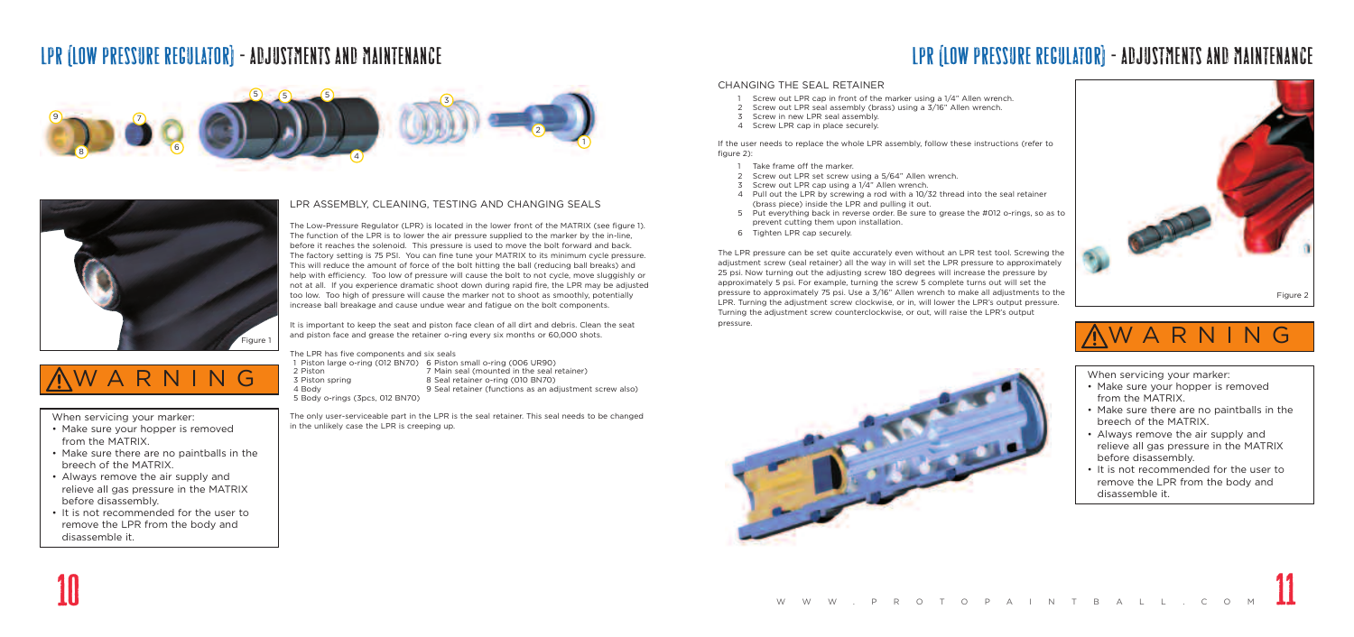# LPR (LOW PRESSURE REGULATOR) - ADJUSTMENTS AND MAINTENANCE

Figure 1

## WARNING

When servicing your marker:

- Make sure your hopper is removed from the MATRIX.
- Make sure there are no paintballs in the breech of the MATRIX.
- Always remove the air supply and relieve all gas pressure in the MATRIX before disassembly.
- It is not recommended for the user to remove the LPR from the body and disassemble it.

## LPR ASSEMBLY, CLEANING, TESTING AND CHANGING SEALS

The Low-Pressure Regulator (LPR) is located in the lower front of the MATRIX (see figure 1). The function of the LPR is to lower the air pressure supplied to the marker by the in-line, before it reaches the solenoid. This pressure is used to move the bolt forward and back. The factory setting is 75 PSI. You can fine tune your MATRIX to its minimum cycle pressure. This will reduce the amount of force of the bolt hitting the ball (reducing ball breaks) and help with efficiency. Too low of pressure will cause the bolt to not cycle, move sluggishly or not at all. If you experience dramatic shoot down during rapid fire, the LPR may be adjusted too low. Too high of pressure will cause the marker not to shoot as smoothly, potentially increase ball breakage and cause undue wear and fatigue on the bolt components.

It is important to keep the seat and piston face clean of all dirt and debris. Clean the seat and piston face and grease the retainer o-ring every six months or 60,000 shots.

The LPR has five components and six seals

1. Piston large o-ring (012 BN70)
2. Piston
3. Piston spring
4. Body
5. Body o-rings (3pcs, 012 BN70)
6. Piston small o-ring (006 UR90)
7. Main seal (mounted in the seal retainer)
8. Seal retainer o-ring (010 BN70)
9. Seal retainer (functions as an adjustment screw also)

The only user-serviceable part in the LPR is the seal retainer. This seal needs to be changed in the unlikely case the LPR is creeping up.

# LPR (LOW PRESSURE REGULATOR) - ADJUSTMENTS AND MAINTENANCE

## CHANGING THE SEAL RETAINER

1. Screw out LPR cap in front of the marker using a 1/4" Allen wrench.
2. Screw out LPR seal assembly (brass) using a 3/16" Allen wrench.
3. Screw in new LPR seal assembly.
4. Screw LPR cap in place securely.

If the user needs to replace the whole LPR assembly, follow these instructions (refer to figure 2):

1. Take frame off the marker.
2. Screw out LPR set screw using a 5/64" Allen wrench.
3. Screw out LPR cap using a 1/4" Allen wrench.
4. Pull out the LPR by screwing a rod with a 10/32 thread into the seal retainer (brass piece) inside the LPR and pulling it out.
5. Put everything back in reverse order. Be sure to grease the #012 o-rings, so as to prevent cutting them upon installation.
6. Tighten LPR cap securely.

The LPR pressure can be set quite accurately even without an LPR test tool. Screwing the adjustment screw (seal retainer) all the way in will set the LPR pressure to approximately 25 psi. Now turning out the adjusting screw 180 degrees will increase the pressure by approximately 5 psi. For example, turning the screw 5 complete turns out will set the pressure to approximately 75 psi. Use a 3/16" Allen wrench to make all adjustments to the LPR. Turning the adjustment screw clockwise, or in, will lower the LPR's output pressure. Turning the adjustment screw counterclockwise, or out, will raise the LPR's output pressure.

Figure 2

## WARNING

When servicing your marker:

- Make sure your hopper is removed from the MATRIX.
- Make sure there are no paintballs in the breech of the MATRIX.
- Always remove the air supply and relieve all gas pressure in the MATRIX before disassembly.
- It is not recommended for the user to remove the LPR from the body and disassemble it.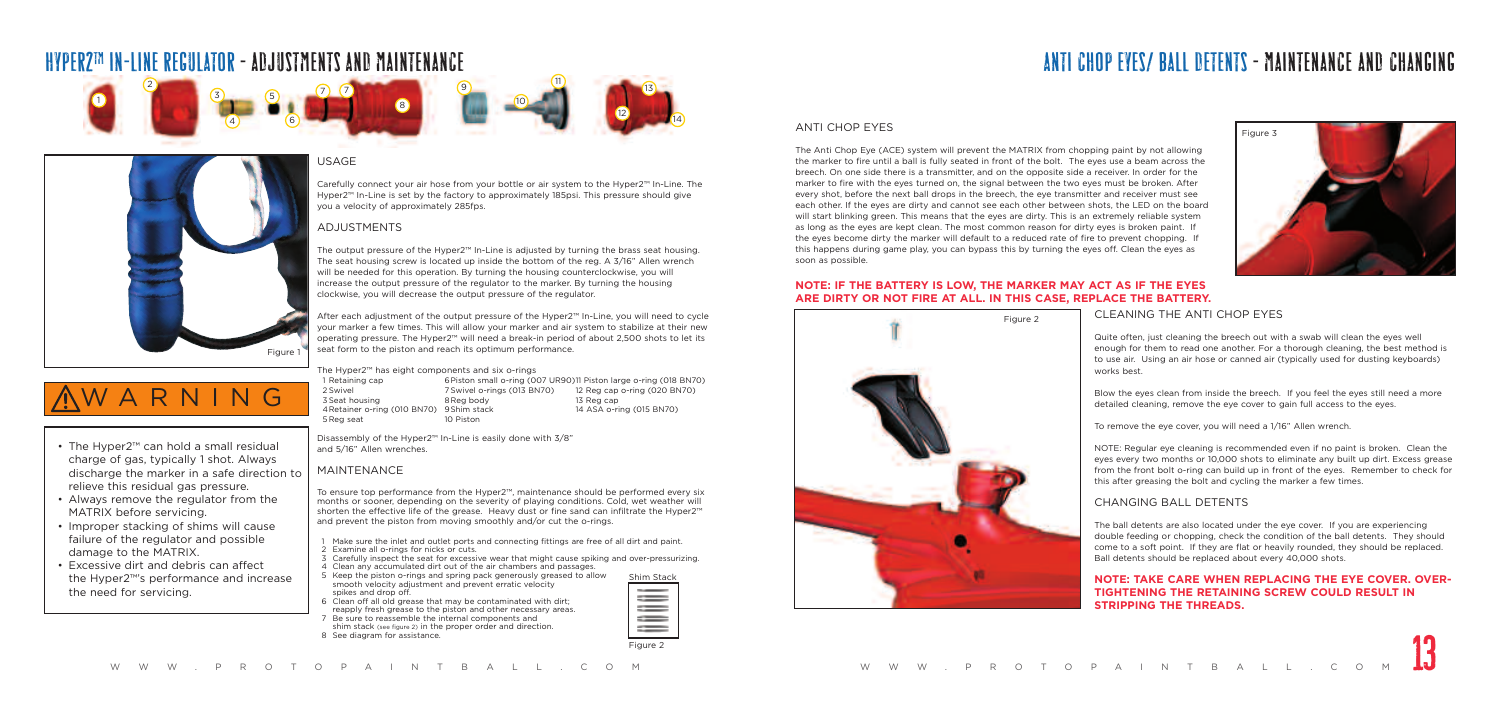# HYPER2™ IN-LINE REGULATOR - ADJUSTMENTS AND MAINTENANCE

Figure 1

## USAGE

Carefully connect your air hose from your bottle or air system to the Hyper2™ In-Line. The Hyper2™ In-Line is set by the factory to approximately 185psi. This pressure should give you a velocity of approximately 285fps.

## ADJUSTMENTS

The output pressure of the Hyper2™ In-Line is adjusted by turning the brass seat housing. The seat housing screw is located up inside the bottom of the reg. A 3/16" Allen wrench will be needed for this operation. By turning the housing counterclockwise, you will increase the output pressure of the regulator to the marker. By turning the housing clockwise, you will decrease the output pressure of the regulator.

After each adjustment of the output pressure of the Hyper2™ In-Line, you will need to cycle your marker a few times. This will allow your marker and air system to stabilize at their new operating pressure. The Hyper2™ will need a break-in period of about 2,500 shots to let its seat form to the piston and reach its optimum performance.

The Hyper2™ has eight components and six o-rings

| | | |
|---|---|---|
| 1 Retaining cap | 6 Piston small o-ring (007 UR90) | 11 Piston large o-ring (018 BN70) |
| 2 Swivel | 7 Swivel o-rings (013 BN70) | 12 Reg cap o-ring (020 BN70) |
| 3 Seat housing | 8 Reg body | 13 Reg cap |
| 4 Retainer o-ring (010 BN70) | 9 Shim stack | 14 ASA o-ring (015 BN70) |
| 5 Reg seat | 10 Piston | |

Disassembly of the Hyper2™ In-Line is easily done with 3/8" and 5/16" Allen wrenches.

## WARNING

- The Hyper2™ can hold a small residual charge of gas, typically 1 shot. Always discharge the marker in a safe direction to relieve this residual gas pressure.
- Always remove the regulator from the MATRIX before servicing.
- Improper stacking of shims will cause failure of the regulator and possible damage to the MATRIX.
- Excessive dirt and debris can affect the Hyper2™'s performance and increase the need for servicing.

## MAINTENANCE

To ensure top performance from the Hyper2™, maintenance should be performed every six months or sooner, depending on the severity of playing conditions. Cold, wet weather will shorten the effective life of the grease. Heavy dust or fine sand can infiltrate the Hyper2™ and prevent the piston from moving smoothly and/or cut the o-rings.

1. Make sure the inlet and outlet ports and connecting fittings are free of all dirt and paint.
2. Examine all o-rings for nicks or cuts.
3. Carefully inspect the seat for excessive wear that might cause spiking and over-pressurizing.
4. Clean any accumulated dirt out of the air chambers and passages.
5. Keep the piston o-rings and spring pack generously greased to allow smooth velocity adjustment and prevent erratic velocity spikes and drop off.
6. Clean off all old grease that may be contaminated with dirt; reapply fresh grease to the piston and other necessary areas.
7. Be sure to reassemble the internal components and shim stack (see figure 2) in the proper order and direction.
8. See diagram for assistance.

Shim Stack

Figure 2

# ANTI CHOP EYES/ BALL DETENTS - MAINTENANCE AND CHANGING

## ANTI CHOP EYES

The Anti Chop Eye (ACE) system will prevent the MATRIX from chopping paint by not allowing the marker to fire until a ball is fully seated in front of the bolt. The eyes use a beam across the breech. On one side there is a transmitter, and on the opposite side a receiver. In order for the marker to fire with the eyes turned on, the signal between the two eyes must be broken. After every shot, before the next ball drops in the breech, the eye transmitter and receiver must see each other. If the eyes are dirty and cannot see each other between shots, the LED on the board will start blinking green. This means that the eyes are dirty. This is an extremely reliable system as long as the eyes are kept clean. The most common reason for dirty eyes is broken paint. If the eyes become dirty the marker will default to a reduced rate of fire to prevent chopping. If this happens during game play, you can bypass this by turning the eyes off. Clean the eyes as soon as possible.

Figure 3

**NOTE: IF THE BATTERY IS LOW, THE MARKER MAY ACT AS IF THE EYES ARE DIRTY OR NOT FIRE AT ALL. IN THIS CASE, REPLACE THE BATTERY.**

Figure 2

## CLEANING THE ANTI CHOP EYES

Quite often, just cleaning the breech out with a swab will clean the eyes well enough for them to read one another. For a thorough cleaning, the best method is to use air. Using an air hose or canned air (typically used for dusting keyboards) works best.

Blow the eyes clean from inside the breech. If you feel the eyes still need a more detailed cleaning, remove the eye cover to gain full access to the eyes.

To remove the eye cover, you will need a 1/16" Allen wrench.

NOTE: Regular eye cleaning is recommended even if no paint is broken. Clean the eyes every two months or 10,000 shots to eliminate any built up dirt. Excess grease from the front bolt o-ring can build up in front of the eyes. Remember to check for this after greasing the bolt and cycling the marker a few times.

## CHANGING BALL DETENTS

The ball detents are also located under the eye cover. If you are experiencing double feeding or chopping, check the condition of the ball detents. They should come to a soft point. If they are flat or heavily rounded, they should be replaced. Ball detents should be replaced about every 40,000 shots.

**NOTE: TAKE CARE WHEN REPLACING THE EYE COVER. OVER-TIGHTENING THE RETAINING SCREW COULD RESULT IN STRIPPING THE THREADS.**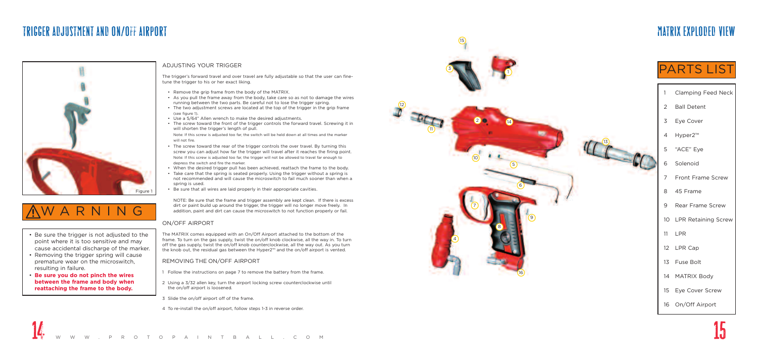# TRIGGER ADJUSTMENT AND ON/OFF AIRPORT

Figure 1

## ⚠ WARNING

- Be sure the trigger is not adjusted to the point where it is too sensitive and may cause accidental discharge of the marker.
- Removing the trigger spring will cause premature wear on the microswitch, resulting in failure.
- **Be sure you do not pinch the wires between the frame and body when reattaching the frame to the body.**

### ADJUSTING YOUR TRIGGER

The trigger's forward travel and over travel are fully adjustable so that the user can fine-tune the trigger to his or her exact liking.

- Remove the grip frame from the body of the MATRIX.
- As you pull the frame away from the body, take care so as not to damage the wires running between the two parts. Be careful not to lose the trigger spring.
- The two adjustment screws are located at the top of the trigger in the grip frame (see figure 1).
- Use a 5/64" Allen wrench to make the desired adjustments.
- The screw toward the front of the trigger controls the forward travel. Screwing it in will shorten the trigger's length of pull.
  Note: If this screw is adjusted too far, the switch will be held down at all times and the marker will not fire.
- The screw toward the rear of the trigger controls the over travel. By turning this screw you can adjust how far the trigger will travel after it reaches the firing point.
  Note: If this screw is adjusted too far, the trigger will not be allowed to travel far enough to depress the switch and fire the marker.
- When the desired trigger pull has been achieved, reattach the frame to the body.
- Take care that the spring is seated properly. Using the trigger without a spring is not recommended and will cause the microswitch to fail much sooner than when a spring is used.
- Be sure that all wires are laid properly in their appropriate cavities.

NOTE: Be sure that the frame and trigger assembly are kept clean. If there is excess dirt or paint build up around the trigger, the trigger will no longer move freely. In addition, paint and dirt can cause the microswitch to not function properly or fail.

### ON/OFF AIRPORT

The MATRIX comes equipped with an On/Off Airport attached to the bottom of the frame. To turn on the gas supply, twist the on/off knob clockwise, all the way in. To turn off the gas supply, twist the on/off knob counterclockwise, all the way out. As you turn the knob out, the residual gas between the Hyper2™ and the on/off airport is vented.

### REMOVING THE ON/OFF AIRPORT

1. Follow the instructions on page 7 to remove the battery from the frame.
2. Using a 3/32 allen key, turn the airport locking screw counterclockwise until the on/off airport is loosened.
3. Slide the on/off airport off of the frame.
4. To re-install the on/off airport, follow steps 1-3 in reverse order.

# MATRIX EXPLODED VIEW

## PARTS LIST

| # | Part |
|---|---|
| 1 | Clamping Feed Neck |
| 2 | Ball Detent |
| 3 | Eye Cover |
| 4 | Hyper2™ |
| 5 | "ACE" Eye |
| 6 | Solenoid |
| 7 | Front Frame Screw |
| 8 | 45 Frame |
| 9 | Rear Frame Screw |
| 10 | LPR Retaining Screw |
| 11 | LPR |
| 12 | LPR Cap |
| 13 | Fuse Bolt |
| 14 | MATRIX Body |
| 15 | Eye Cover Screw |
| 16 | On/Off Airport |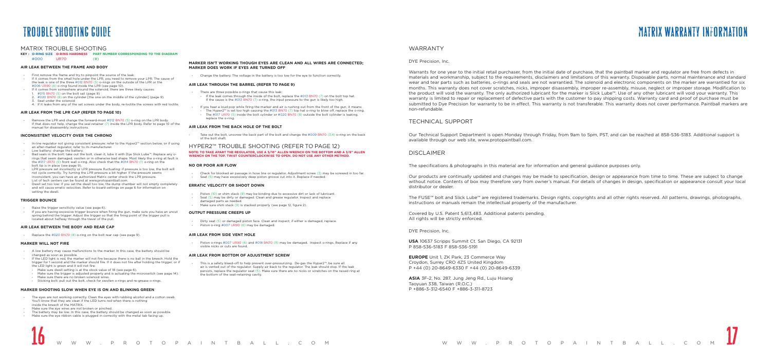# TROUBLE SHOOTING GUIDE

## MATRIX TROUBLE SHOOTING

**KEY : O-RING SIZE O-RING HARDNESS PART NUMBER CORRESPONDING TO THE DIAGRAM**
#000 UR70 (#)

### AIR LEAK BETWEEN THE FRAME AND BODY

- First remove the frame and try to pinpoint the source of the leak:
- If it comes from the small hole under the LPR, you need to remove your LPR. The cause of the leak is one of the three #012 BN70 (5) o-rings on the outside of the LPR or the #006 UR90 (6) o-ring found inside the LPR (see page 10).
- If it comes from somewhere around the solenoid, there are three likely causes:
  1. #015 BN70 (5) on the bolt sail (page 9)
  2. #020 BN70 (8) on the cylinder [the one on the middle of the cylinder] (page 9)
  3. Seat under the solenoid
  4. If it leaks from any of the set screws under the body, re-loctite the screws with red loctite.

### AIR LEAK FROM THE LPR CAP (REFER TO PAGE 10)

- Remove the LPR and change the forward-most #012 BN70 (5) o-ring on the LPR body. If that does not help, change the seal retainer (7) inside the LPR body. Refer to page 10 of the manual for disassembly instructions.

### INCONSISTENT VELOCITY OVER THE CHRONO

- In-line regulator not giving consistent pressure; refer to the Hyper2™ section below, or if using an after-market regulator, refer to its manufacturer.
- Low battery; change the battery.
- Bad seals in the bolt; take out the bolt, clean it, lube it with Dye Slick Lube™. Replace any o-rings that seem damaged, swollen or in otherwise bad shape. Most likely the o-ring at fault is the #017 UR70 (6) front seal o-ring. Also check that the #014 BN70 (1) o-ring on the bolt tip is in place (see page 9).
- LPR pressure set incorrectly or LPR pressure fluctuating: if pressure is too low, the bolt will not cycle correctly. Try turning the LPR pressure a bit higher. If the pressure seems inconsistent, you can have an authorized Matrix center check the LPR pressure. List of tech centers can be found at www.protopaintball.com.
- Dwell set too low; if you set the dwell too low, the dump chamber will not empty completely and will cause erratic velocities. Refer to board settings on page 6 for information on setting the dwell.

### TRIGGER BOUNCE

- Raise the trigger sensitivity value (see page 6).
- If you are having excessive trigger bounce when firing the gun, make sure you have an uncut spring behind the trigger. Adjust the trigger so that the firing point of the trigger pull is located about halfway through the travel of the pull.

### AIR LEAK BETWEEN THE BODY AND REAR CAP

- Replace the #020 BN70 (8) o-ring on the bolt rear cap (see page 9).

### MARKER WILL NOT FIRE

- A low battery may cause malfunctions to the marker. In this case, the battery should be changed as soon as possible.
- If the LED light is red, the marker will not fire because there is no ball in the breech. Hold the trigger for 1 second and the marker should fire. If it does not fire after holding the trigger, or if the LED light is green and it will not fire:
  - Make sure dwell setting is at the stock value of 18 (see page 6).
  - Make sure the trigger is adjusted properly and is actuating the microswitch (see page 14).
  - Make sure there are no broken solenoid wires.
  - Sticking bolt: pull out the bolt, check for swollen o-rings and re-grease o-rings.

### MARKER SHOOTING SLOW WHEN EYE IS ON AND BLINKING GREEN

- The eyes are not working correctly. Clean the eyes with rubbing alcohol and a cotton swab. You'll know that they are clean if the LED turns red when there is nothing inside the breech of the MATRIX.
- Make sure the eye wires are not broken or pinched.
- The battery may be low. In this case, the battery should be changed as soon as possible.
- Make sure the eye ribbon cable is plugged in correctly with the metal tab facing up.

### MARKER ISN'T WORKING THOUGH EYES ARE CLEAN AND ALL WIRES ARE CONNECTED; MARKER DOES WORK IF EYES ARE TURNED OFF

- Change the battery. The voltage in the battery is too low for the eye to function correctly.

### AIR LEAK THROUGH THE BARREL (REFER TO PAGE 9)

- There are three possible o-rings that cause this leak:
  - If the leak comes through the inside of the bolt, replace the #013 BN70 (7) on the bolt top hat. If the cause is the #013 BN70 (7) o-ring, the input pressure to the gun is likely too high.
- If you hear a loud pop while firing the marker and air is rushing out from the front of the gun, it means:
  - The Hyper2™ is set too high causing the #013 BN70 (7) top hat o-ring to blow off, replace the o-ring.
  - The #017 UR70 (5) inside the bolt cylinder or #020 BN70 (8) outside the bolt cylinder is leaking, replace the o-ring.

### AIR LEAK FROM THE BACK HOLE OF THE BOLT

- Take out the bolt, unscrew the back part of the bolt and change the #009 BN70 (3,4) o-ring on the back of the bolt shaft.

## HYPER2™ TROUBLE SHOOTING (REFER TO PAGE 12)

**NOTE: TO TAKE APART THE REGULATOR, USE A 5/16" ALLEN WRENCH ON THE BOTTOM AND A 3/8" ALLEN WRENCH ON THE TOP. TWIST COUNTERCLOCKWISE TO OPEN. DO NOT USE ANY OTHER METHOD.**

### NO OR POOR AIR FLOW

- Check for blocked air passage in hose line or regulator. Adjustment screw (2) may be screwed in too far.
- Seat (5) may have excessively deep piston groove cut into it. Replace if needed.

### ERRATIC VELOCITY OR SHOOT DOWN

- Piston (10) or shim stack (9) may be binding due to excessive dirt or lack of lubricant.
- Seat (5) may be dirty or damaged. Clean and grease regulator. Inspect and replace damaged parts as needed.
- Make sure shim stack (9) is stacked properly (see page 12, figure 2).

### OUTPUT PRESSURE CREEPS UP

- Dirty seat (5) or damaged piston face. Clean and inspect; if either is damaged, replace.
- Piston o-ring #007 UR90 (6) may be damaged.

### AIR LEAK FROM SIDE VENT HOLE

- Piston o-rings #007 UR90 (6) and #018 BN70 (11) may be damaged. Inspect o-rings. Replace if any visible nicks or cuts are found.

### AIR LEAK FROM BOTTOM OF ADJUSTMENT SCREW

- This is a safety bleed-off to help prevent over-pressurizing. De-gas the Hyper2™; be sure all air is vented out of the regulator. Supply air back to the regulator. The leak should stop. If the leak persists, replace the regulator seat (5). Make sure there are no nicks or scratches on the raised ring at the bottom of the seat-retaining cavity.

# MATRIX WARRANTY INFORMATION

## WARRANTY

DYE Precision, Inc.

Warrants for one year to the initial retail purchaser, from the initial date of purchase, that the paintball marker and regulator are free from defects in materials and workmanship, subject to the requirements, disclaimers and limitations of this warranty. Disposable parts, normal maintenance and standard wear and tear parts such as batteries, o-rings and seals are not warrantied. The solenoid and electronic components on the marker are warrantied for six months. This warranty does not cover scratches, nicks, improper disassembly, improper re-assembly, misuse, neglect or improper storage. Modification to the product will void the warranty. The only authorized lubricant for the marker is Slick Lube™. Use of any other lubricant will void your warranty. This warranty is limited to repair or replacement of defective parts with the customer to pay shipping costs. Warranty card and proof of purchase must be submitted to Dye Precision for warranty to be in effect. This warranty is not transferable. This warranty does not cover performance. Paintball markers are non-refundable.

## TECHNICAL SUPPORT

Our Technical Support Department is open Monday through Friday, from 9am to 5pm, PST, and can be reached at 858-536-5183. Additional support is available through our web site, www.protopaintball.com.

## DISCLAIMER

The specifications & photographs in this material are for information and general guidance purposes only.

Our products are continually updated and changes may be made to specification, design or appearance from time to time. These are subject to change without notice. Contents of box may therefore vary from owner's manual. For details of changes in design, specification or appearance consult your local distributor or dealer.

The FUSE™ bolt and Slick Lube™ are registered trademarks. Design rights, copyrights and all other rights reserved. All patterns, drawings, photographs, instructions or manuals remain the intellectual property of the manufacturer.

Covered by U.S. Patent 5,613,483. Additional patents pending.
All rights will be strictly enforced.

DYE Precision, Inc.

**USA** 10637 Scripps Summit Ct. San Diego, CA 92131
P 858-536-5183 F 858-536-5191

**EUROPE** Unit 1, ZK Park, 23 Commerce Way
Croydon, Surrey CRO 4ZS United Kingdom
P +44 (0) 20-8649-6330 F +44 (0) 20-8649-6339

**ASIA** 3F-2, No. 287, Jung Jeng Rd., Luju Hsiang
Taoyuan 338, Taiwan (R.O.C.)
P +886-3-312-6540 F +886-3-311-8723